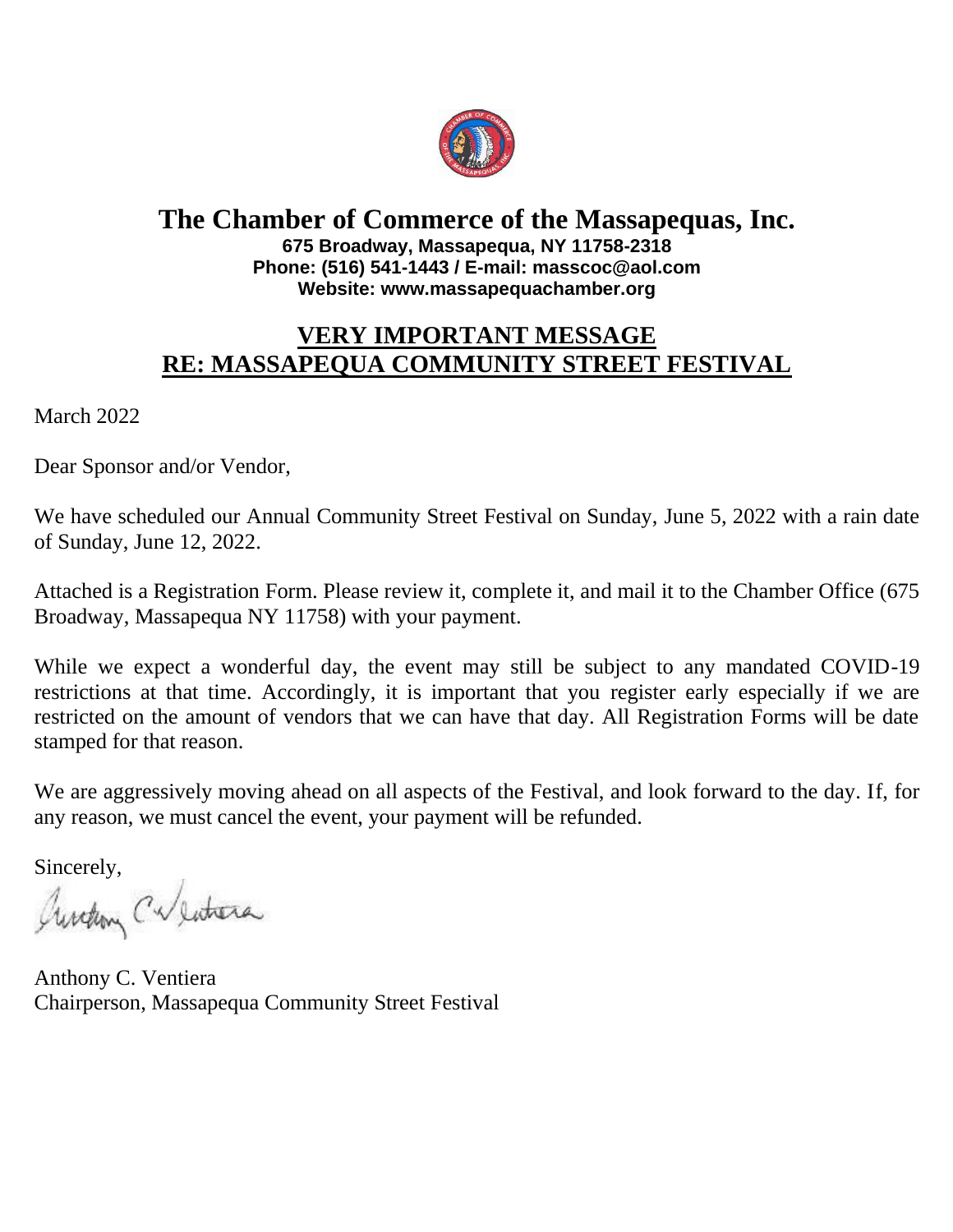# The Chamber of Commerce of the Massapequas, Inc.

**675 Broadway, Massapequa, NY 11758-2318**
**Phone: (516) 541-1443 / E-mail: masscoc@aol.com**
**Website: www.massapequachamber.org**

## VERY IMPORTANT MESSAGE
## RE: MASSAPEQUA COMMUNITY STREET FESTIVAL

March 2022

Dear Sponsor and/or Vendor,

We have scheduled our Annual Community Street Festival on Sunday, June 5, 2022 with a rain date of Sunday, June 12, 2022.

Attached is a Registration Form. Please review it, complete it, and mail it to the Chamber Office (675 Broadway, Massapequa NY 11758) with your payment.

While we expect a wonderful day, the event may still be subject to any mandated COVID-19 restrictions at that time. Accordingly, it is important that you register early especially if we are restricted on the amount of vendors that we can have that day. All Registration Forms will be date stamped for that reason.

We are aggressively moving ahead on all aspects of the Festival, and look forward to the day. If, for any reason, we must cancel the event, your payment will be refunded.

Sincerely,

Anthony C. Ventiera
Chairperson, Massapequa Community Street Festival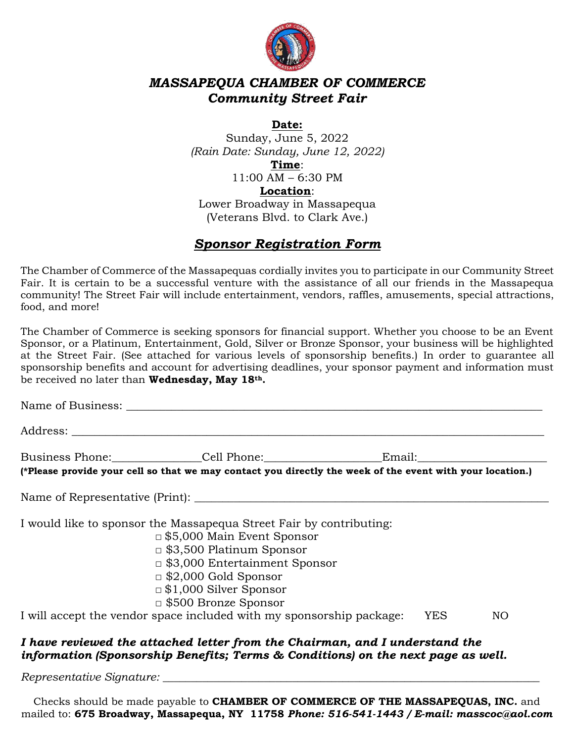# *MASSAPEQUA CHAMBER OF COMMERCE*
## *Community Street Fair*

**Date:**
Sunday, June 5, 2022
*(Rain Date: Sunday, June 12, 2022)*
**Time**:
11:00 AM – 6:30 PM
**Location**:
Lower Broadway in Massapequa
(Veterans Blvd. to Clark Ave.)

## ***Sponsor Registration Form***

The Chamber of Commerce of the Massapequas cordially invites you to participate in our Community Street Fair. It is certain to be a successful venture with the assistance of all our friends in the Massapequa community! The Street Fair will include entertainment, vendors, raffles, amusements, special attractions, food, and more!

The Chamber of Commerce is seeking sponsors for financial support. Whether you choose to be an Event Sponsor, or a Platinum, Entertainment, Gold, Silver or Bronze Sponsor, your business will be highlighted at the Street Fair. (See attached for various levels of sponsorship benefits.) In order to guarantee all sponsorship benefits and account for advertising deadlines, your sponsor payment and information must be received no later than **Wednesday, May 18th.**

Name of Business: ______________________________________________________________

Address: ___________________________________________________________________

Business Phone:_______________Cell Phone:___________________Email:______________________

**(*Please provide your cell so that we may contact you directly the week of the event with your location.)**

Name of Representative (Print): ___________________________________________________

I would like to sponsor the Massapequa Street Fair by contributing:

- □ $5,000 Main Event Sponsor
- □ $3,500 Platinum Sponsor
- □ $3,000 Entertainment Sponsor
- □ $2,000 Gold Sponsor
- □ $1,000 Silver Sponsor
- □ $500 Bronze Sponsor

I will accept the vendor space included with my sponsorship package: YES NO

***I have reviewed the attached letter from the Chairman, and I understand the information (Sponsorship Benefits; Terms & Conditions) on the next page as well.***

*Representative Signature:* _________________________________________________________

Checks should be made payable to **CHAMBER OF COMMERCE OF THE MASSAPEQUAS, INC.** and mailed to: **675 Broadway, Massapequa, NY 11758** ***Phone: 516-541-1443 / E-mail: masscoc@aol.com***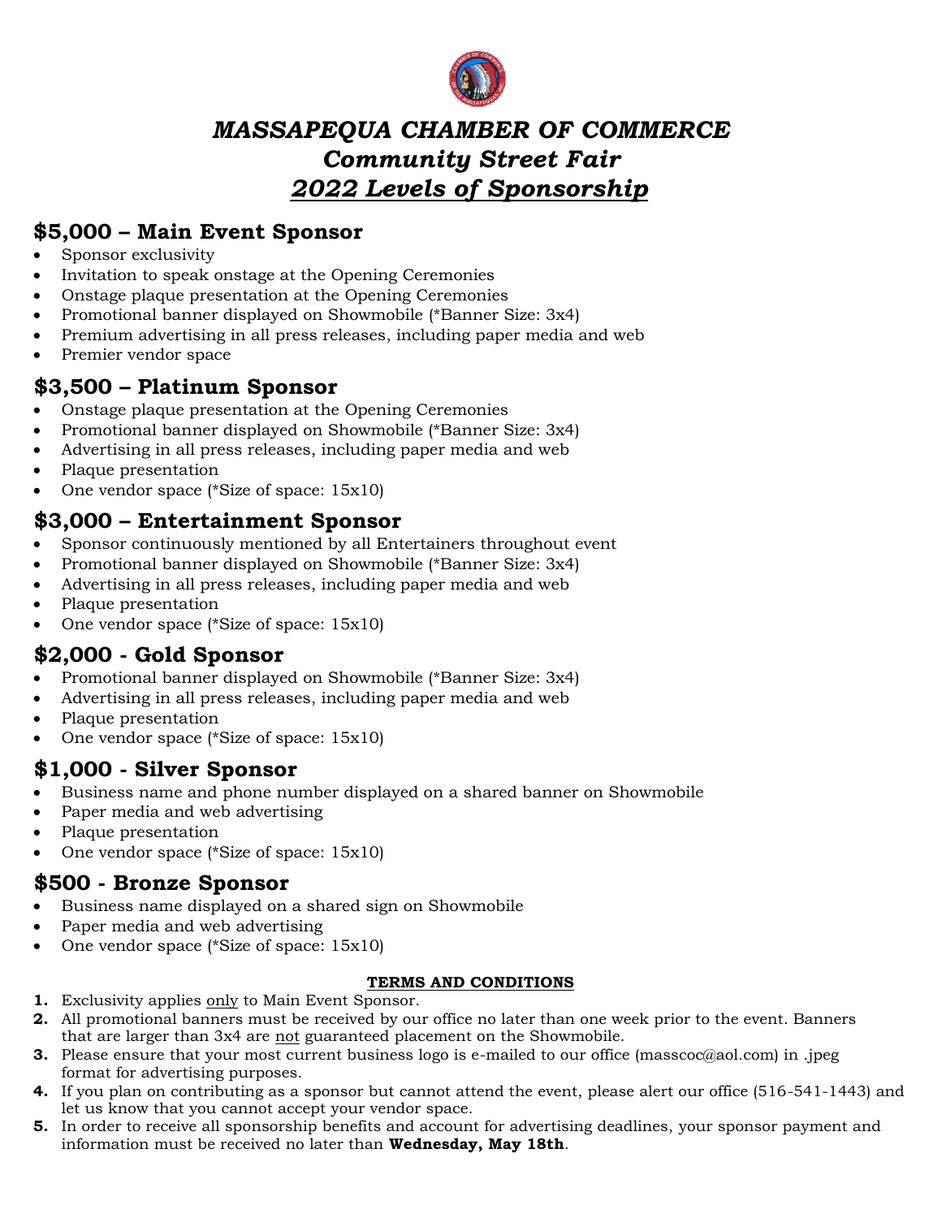# *MASSAPEQUA CHAMBER OF COMMERCE*
# *Community Street Fair*
# ***2022 Levels of Sponsorship***

## $5,000 – Main Event Sponsor

- Sponsor exclusivity
- Invitation to speak onstage at the Opening Ceremonies
- Onstage plaque presentation at the Opening Ceremonies
- Promotional banner displayed on Showmobile (*Banner Size: 3x4)
- Premium advertising in all press releases, including paper media and web
- Premier vendor space

## $3,500 – Platinum Sponsor

- Onstage plaque presentation at the Opening Ceremonies
- Promotional banner displayed on Showmobile (*Banner Size: 3x4)
- Advertising in all press releases, including paper media and web
- Plaque presentation
- One vendor space (*Size of space: 15x10)

## $3,000 – Entertainment Sponsor

- Sponsor continuously mentioned by all Entertainers throughout event
- Promotional banner displayed on Showmobile (*Banner Size: 3x4)
- Advertising in all press releases, including paper media and web
- Plaque presentation
- One vendor space (*Size of space: 15x10)

## $2,000 - Gold Sponsor

- Promotional banner displayed on Showmobile (*Banner Size: 3x4)
- Advertising in all press releases, including paper media and web
- Plaque presentation
- One vendor space (*Size of space: 15x10)

## $1,000 - Silver Sponsor

- Business name and phone number displayed on a shared banner on Showmobile
- Paper media and web advertising
- Plaque presentation
- One vendor space (*Size of space: 15x10)

## $500 - Bronze Sponsor

- Business name displayed on a shared sign on Showmobile
- Paper media and web advertising
- One vendor space (*Size of space: 15x10)

**TERMS AND CONDITIONS**

1. Exclusivity applies only to Main Event Sponsor.
2. All promotional banners must be received by our office no later than one week prior to the event. Banners that are larger than 3x4 are not guaranteed placement on the Showmobile.
3. Please ensure that your most current business logo is e-mailed to our office (masscoc@aol.com) in .jpeg format for advertising purposes.
4. If you plan on contributing as a sponsor but cannot attend the event, please alert our office (516-541-1443) and let us know that you cannot accept your vendor space.
5. In order to receive all sponsorship benefits and account for advertising deadlines, your sponsor payment and information must be received no later than **Wednesday, May 18th**.